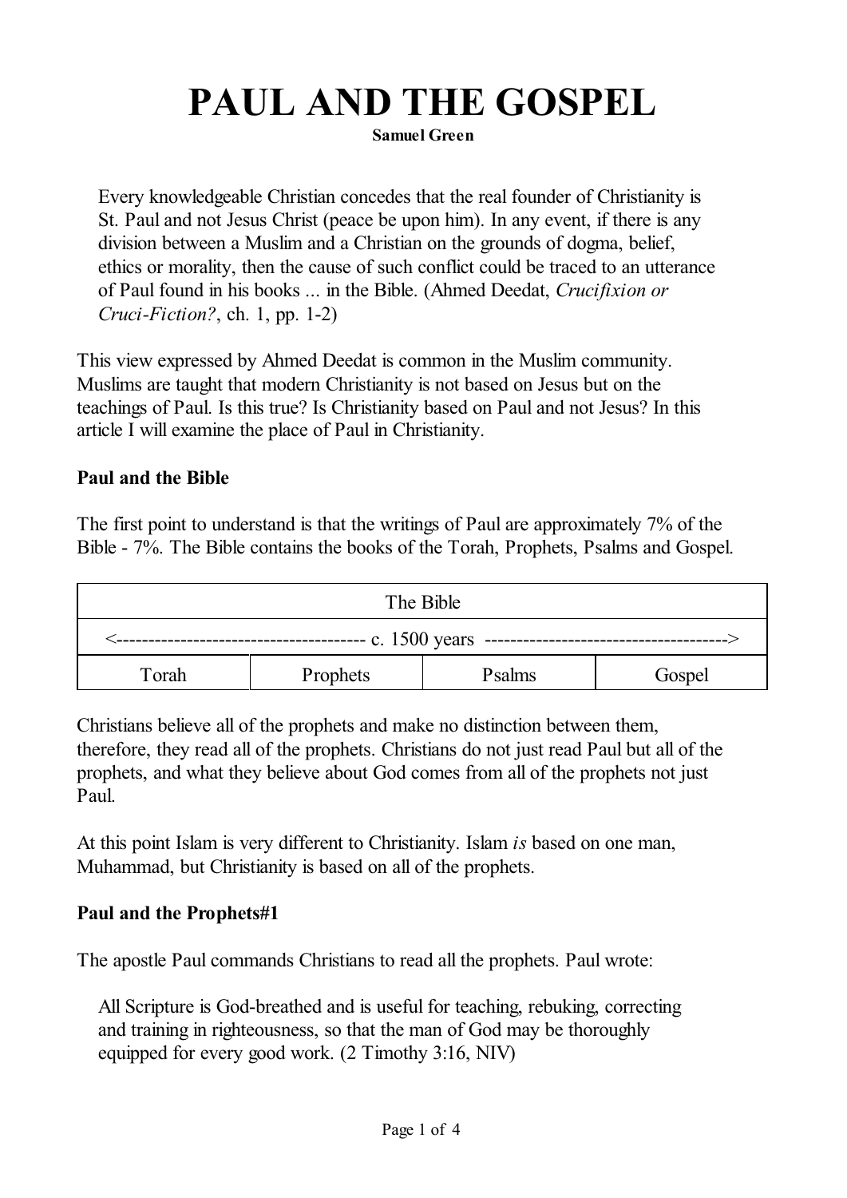# PAUL AND THE GOSPEL

**Samuel Green**

> Every knowledgeable Christian concedes that the real founder of Christianity is St. Paul and not Jesus Christ (peace be upon him). In any event, if there is any division between a Muslim and a Christian on the grounds of dogma, belief, ethics or morality, then the cause of such conflict could be traced to an utterance of Paul found in his books ... in the Bible. (Ahmed Deedat, *Crucifixion or Cruci-Fiction?*, ch. 1, pp. 1-2)

This view expressed by Ahmed Deedat is common in the Muslim community. Muslims are taught that modern Christianity is not based on Jesus but on the teachings of Paul. Is this true? Is Christianity based on Paul and not Jesus? In this article I will examine the place of Paul in Christianity.

**Paul and the Bible**

The first point to understand is that the writings of Paul are approximately 7% of the Bible - 7%. The Bible contains the books of the Torah, Prophets, Psalms and Gospel.

| The Bible | | | |
|---|---|---|---|
| <-------------------------------------- c. 1500 years --------------------------------------> | | | |
| Torah | Prophets | Psalms | Gospel |

Christians believe all of the prophets and make no distinction between them, therefore, they read all of the prophets. Christians do not just read Paul but all of the prophets, and what they believe about God comes from all of the prophets not just Paul.

At this point Islam is very different to Christianity. Islam *is* based on one man, Muhammad, but Christianity is based on all of the prophets.

**Paul and the Prophets#1**

The apostle Paul commands Christians to read all the prophets. Paul wrote:

> All Scripture is God-breathed and is useful for teaching, rebuking, correcting and training in righteousness, so that the man of God may be thoroughly equipped for every good work. (2 Timothy 3:16, NIV)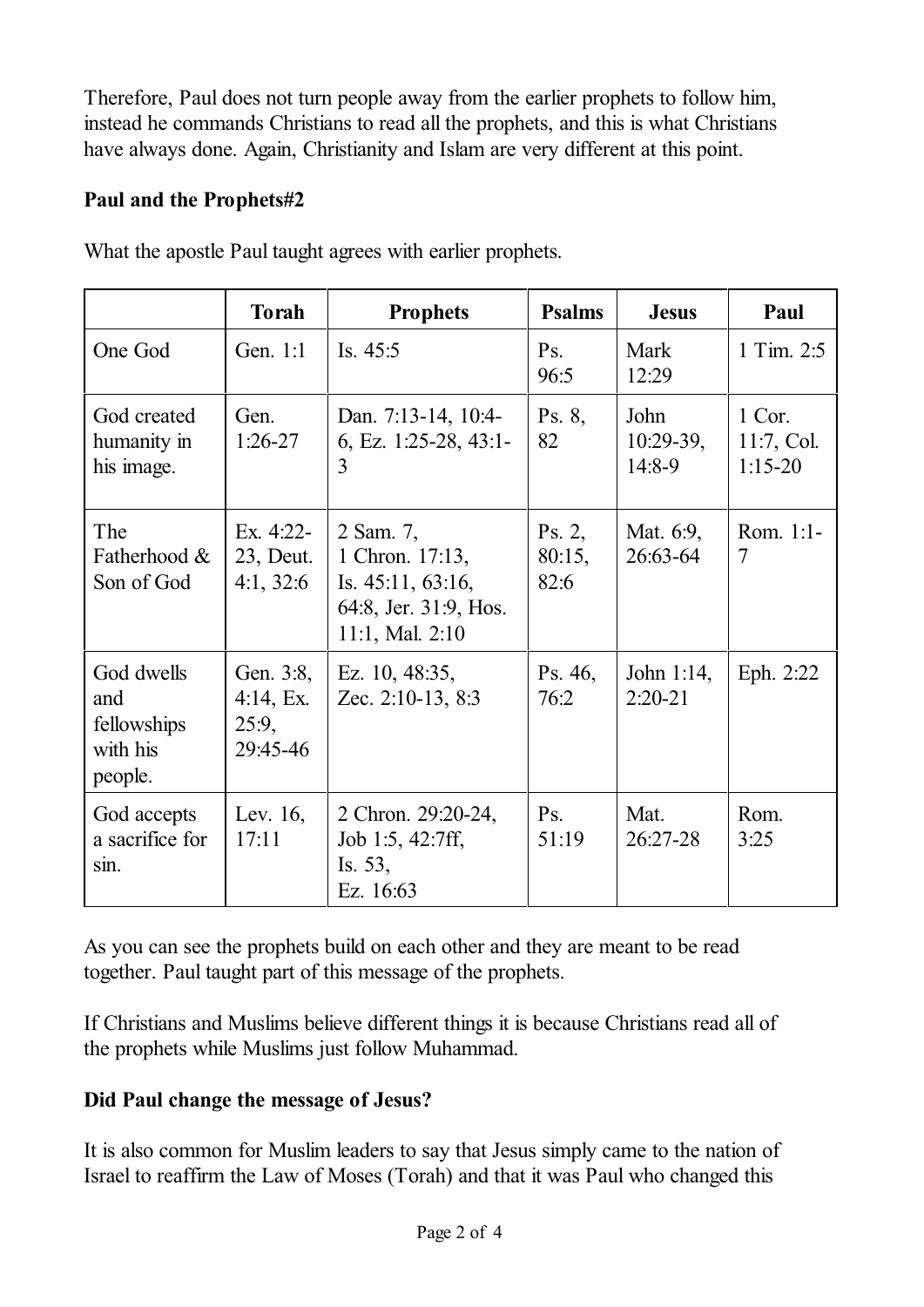Therefore, Paul does not turn people away from the earlier prophets to follow him, instead he commands Christians to read all the prophets, and this is what Christians have always done. Again, Christianity and Islam are very different at this point.

**Paul and the Prophets#2**

What the apostle Paul taught agrees with earlier prophets.

| | **Torah** | **Prophets** | **Psalms** | **Jesus** | **Paul** |
|---|---|---|---|---|---|
| One God | Gen. 1:1 | Is. 45:5 | Ps. 96:5 | Mark 12:29 | 1 Tim. 2:5 |
| God created humanity in his image. | Gen. 1:26-27 | Dan. 7:13-14, 10:4-6, Ez. 1:25-28, 43:1-3 | Ps. 8, 82 | John 10:29-39, 14:8-9 | 1 Cor. 11:7, Col. 1:15-20 |
| The Fatherhood & Son of God | Ex. 4:22-23, Deut. 4:1, 32:6 | 2 Sam. 7, 1 Chron. 17:13, Is. 45:11, 63:16, 64:8, Jer. 31:9, Hos. 11:1, Mal. 2:10 | Ps. 2, 80:15, 82:6 | Mat. 6:9, 26:63-64 | Rom. 1:1-7 |
| God dwells and fellowships with his people. | Gen. 3:8, 4:14, Ex. 25:9, 29:45-46 | Ez. 10, 48:35, Zec. 2:10-13, 8:3 | Ps. 46, 76:2 | John 1:14, 2:20-21 | Eph. 2:22 |
| God accepts a sacrifice for sin. | Lev. 16, 17:11 | 2 Chron. 29:20-24, Job 1:5, 42:7ff, Is. 53, Ez. 16:63 | Ps. 51:19 | Mat. 26:27-28 | Rom. 3:25 |

As you can see the prophets build on each other and they are meant to be read together. Paul taught part of this message of the prophets.

If Christians and Muslims believe different things it is because Christians read all of the prophets while Muslims just follow Muhammad.

**Did Paul change the message of Jesus?**

It is also common for Muslim leaders to say that Jesus simply came to the nation of Israel to reaffirm the Law of Moses (Torah) and that it was Paul who changed this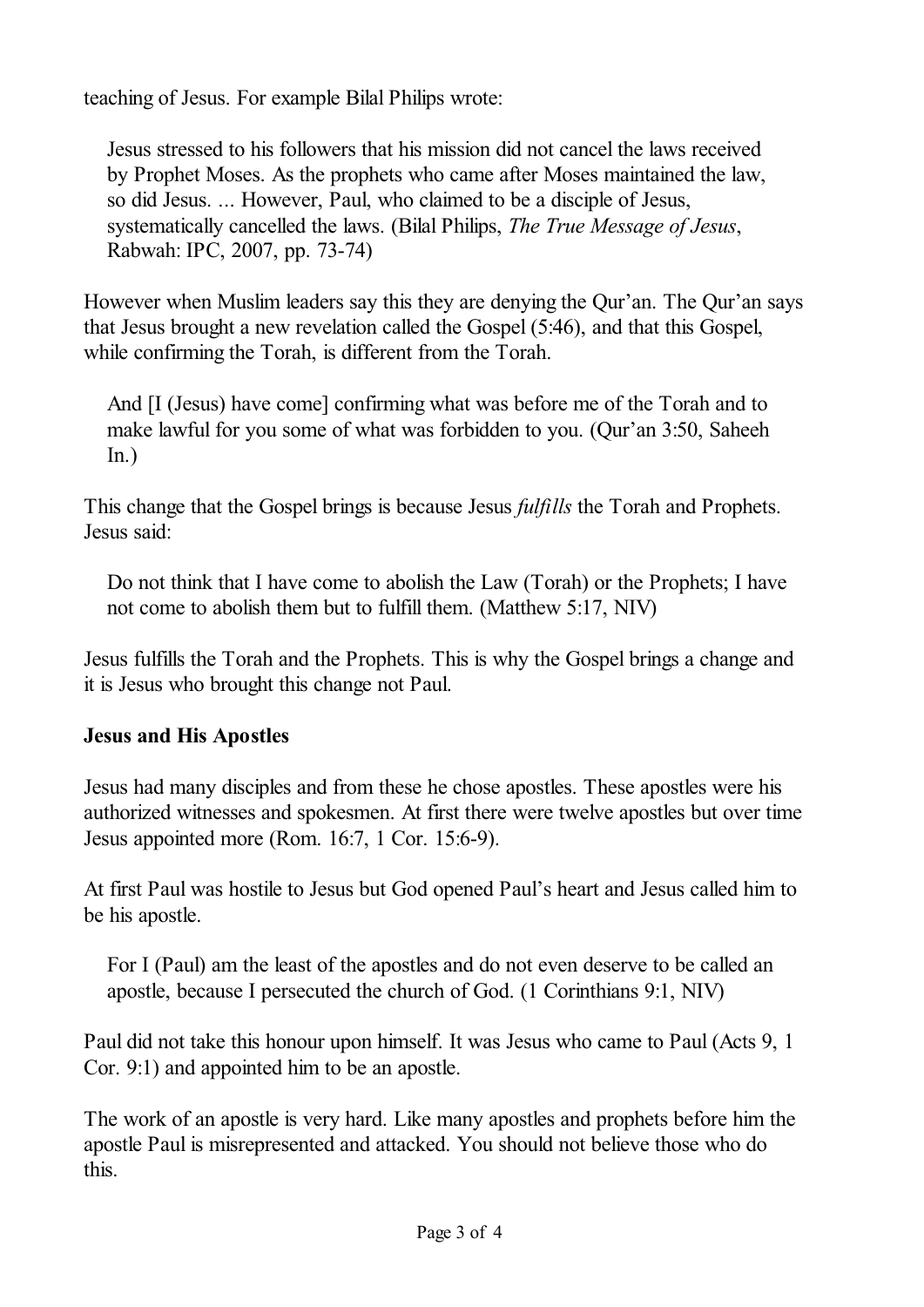teaching of Jesus. For example Bilal Philips wrote:

> Jesus stressed to his followers that his mission did not cancel the laws received by Prophet Moses. As the prophets who came after Moses maintained the law, so did Jesus. ... However, Paul, who claimed to be a disciple of Jesus, systematically cancelled the laws. (Bilal Philips, *The True Message of Jesus*, Rabwah: IPC, 2007, pp. 73-74)

However when Muslim leaders say this they are denying the Qur'an. The Qur'an says that Jesus brought a new revelation called the Gospel (5:46), and that this Gospel, while confirming the Torah, is different from the Torah.

> And [I (Jesus) have come] confirming what was before me of the Torah and to make lawful for you some of what was forbidden to you. (Qur'an 3:50, Saheeh In.)

This change that the Gospel brings is because Jesus *fulfills* the Torah and Prophets. Jesus said:

> Do not think that I have come to abolish the Law (Torah) or the Prophets; I have not come to abolish them but to fulfill them. (Matthew 5:17, NIV)

Jesus fulfills the Torah and the Prophets. This is why the Gospel brings a change and it is Jesus who brought this change not Paul.

**Jesus and His Apostles**

Jesus had many disciples and from these he chose apostles. These apostles were his authorized witnesses and spokesmen. At first there were twelve apostles but over time Jesus appointed more (Rom. 16:7, 1 Cor. 15:6-9).

At first Paul was hostile to Jesus but God opened Paul's heart and Jesus called him to be his apostle.

> For I (Paul) am the least of the apostles and do not even deserve to be called an apostle, because I persecuted the church of God. (1 Corinthians 9:1, NIV)

Paul did not take this honour upon himself. It was Jesus who came to Paul (Acts 9, 1 Cor. 9:1) and appointed him to be an apostle.

The work of an apostle is very hard. Like many apostles and prophets before him the apostle Paul is misrepresented and attacked. You should not believe those who do this.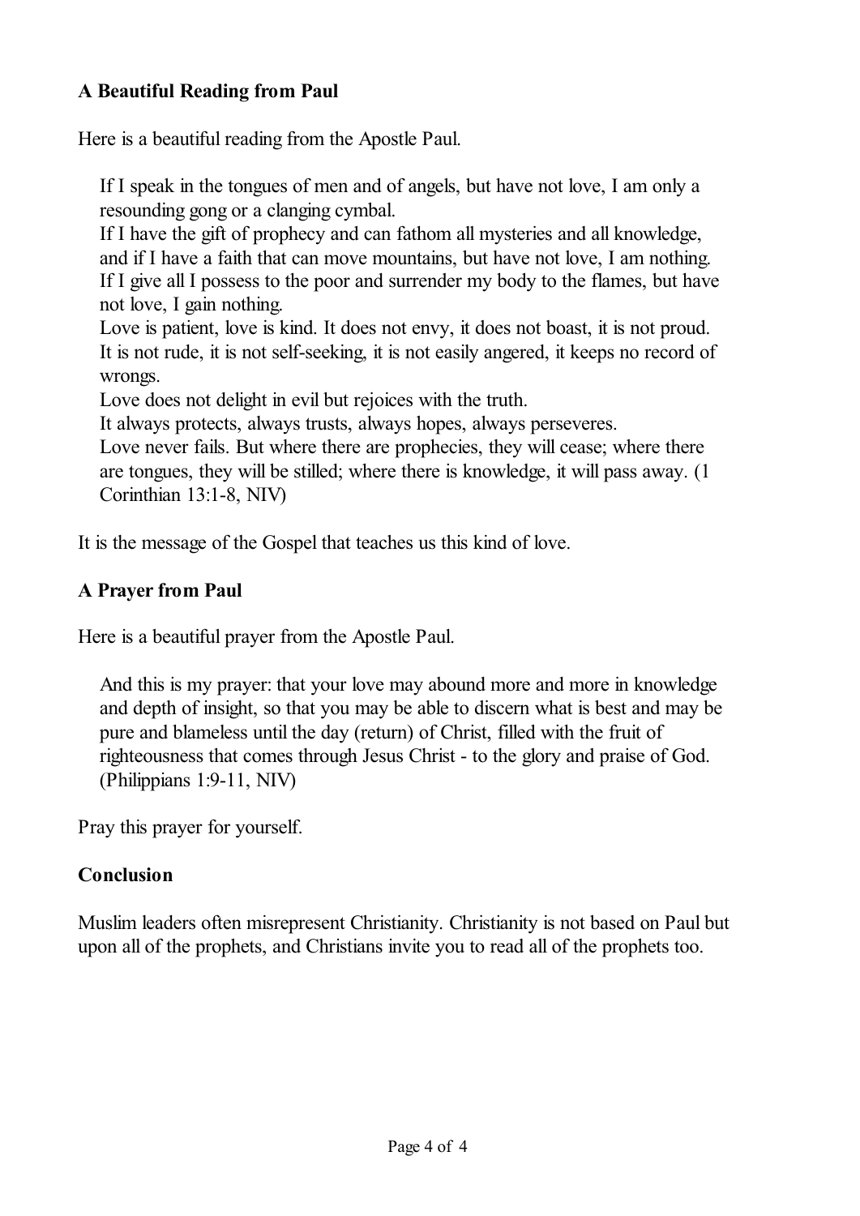## A Beautiful Reading from Paul

Here is a beautiful reading from the Apostle Paul.

> If I speak in the tongues of men and of angels, but have not love, I am only a resounding gong or a clanging cymbal.
> If I have the gift of prophecy and can fathom all mysteries and all knowledge, and if I have a faith that can move mountains, but have not love, I am nothing.
> If I give all I possess to the poor and surrender my body to the flames, but have not love, I gain nothing.
> Love is patient, love is kind. It does not envy, it does not boast, it is not proud.
> It is not rude, it is not self-seeking, it is not easily angered, it keeps no record of wrongs.
> Love does not delight in evil but rejoices with the truth.
> It always protects, always trusts, always hopes, always perseveres.
> Love never fails. But where there are prophecies, they will cease; where there are tongues, they will be stilled; where there is knowledge, it will pass away. (1 Corinthian 13:1-8, NIV)

It is the message of the Gospel that teaches us this kind of love.

## A Prayer from Paul

Here is a beautiful prayer from the Apostle Paul.

> And this is my prayer: that your love may abound more and more in knowledge and depth of insight, so that you may be able to discern what is best and may be pure and blameless until the day (return) of Christ, filled with the fruit of righteousness that comes through Jesus Christ - to the glory and praise of God. (Philippians 1:9-11, NIV)

Pray this prayer for yourself.

## Conclusion

Muslim leaders often misrepresent Christianity. Christianity is not based on Paul but upon all of the prophets, and Christians invite you to read all of the prophets too.